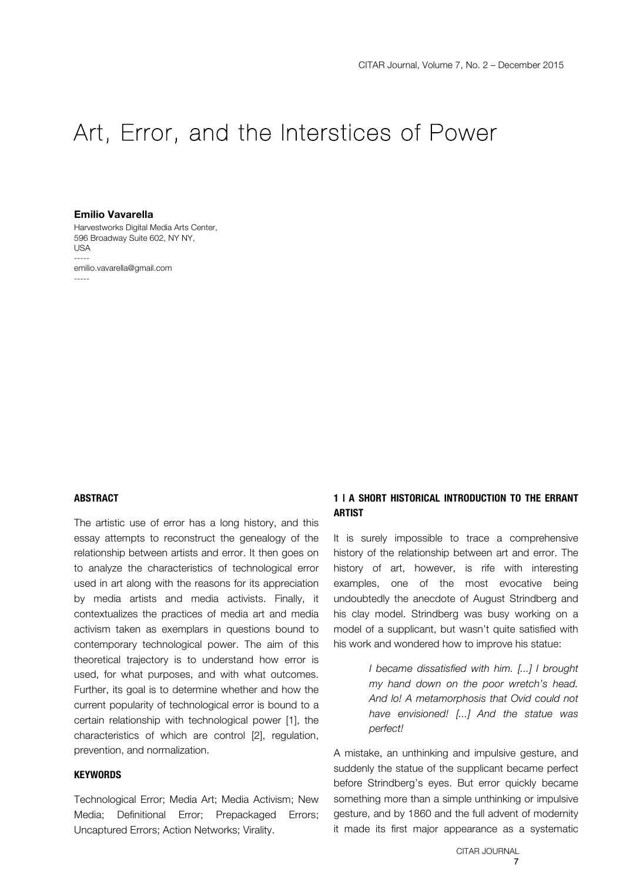# Art, Error, and the Interstices of Power

**Emilio Vavarella**

Harvestworks Digital Media Arts Center,
596 Broadway Suite 602, NY NY,
USA

-----

emilio.vavarella@gmail.com

-----

**ABSTRACT**

The artistic use of error has a long history, and this essay attempts to reconstruct the genealogy of the relationship between artists and error. It then goes on to analyze the characteristics of technological error used in art along with the reasons for its appreciation by media artists and media activists. Finally, it contextualizes the practices of media art and media activism taken as exemplars in questions bound to contemporary technological power. The aim of this theoretical trajectory is to understand how error is used, for what purposes, and with what outcomes. Further, its goal is to determine whether and how the current popularity of technological error is bound to a certain relationship with technological power [1], the characteristics of which are control [2], regulation, prevention, and normalization.

**KEYWORDS**

Technological Error; Media Art; Media Activism; New Media; Definitional Error; Prepackaged Errors; Uncaptured Errors; Action Networks; Virality.

## 1 | A SHORT HISTORICAL INTRODUCTION TO THE ERRANT ARTIST

It is surely impossible to trace a comprehensive history of the relationship between art and error. The history of art, however, is rife with interesting examples, one of the most evocative being undoubtedly the anecdote of August Strindberg and his clay model. Strindberg was busy working on a model of a supplicant, but wasn't quite satisfied with his work and wondered how to improve his statue:

> *I became dissatisfied with him. [...] I brought my hand down on the poor wretch's head. And lo! A metamorphosis that Ovid could not have envisioned! [...] And the statue was perfect!*

A mistake, an unthinking and impulsive gesture, and suddenly the statue of the supplicant became perfect before Strindberg's eyes. But error quickly became something more than a simple unthinking or impulsive gesture, and by 1860 and the full advent of modernity it made its first major appearance as a systematic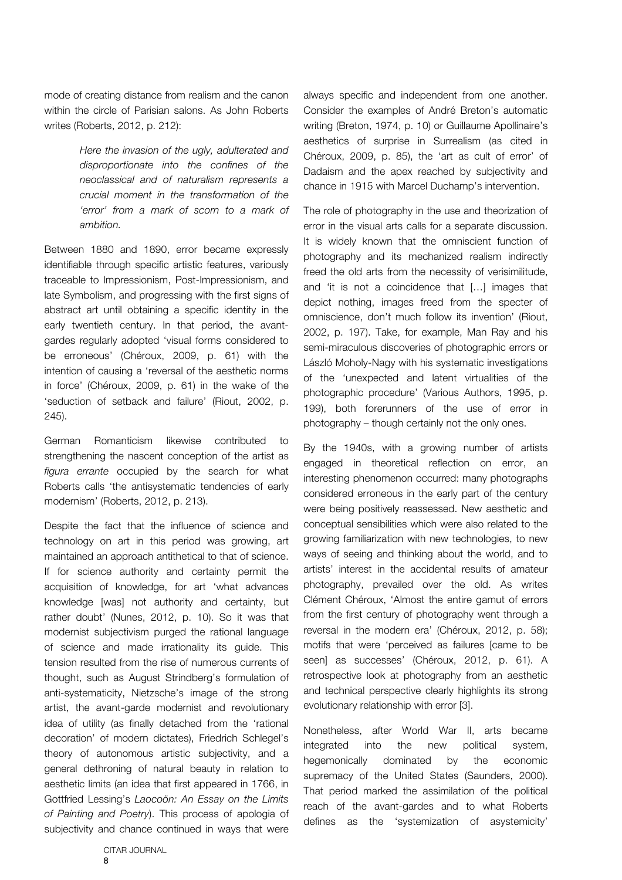mode of creating distance from realism and the canon within the circle of Parisian salons. As John Roberts writes (Roberts, 2012, p. 212):

> *Here the invasion of the ugly, adulterated and disproportionate into the confines of the neoclassical and of naturalism represents a crucial moment in the transformation of the 'error' from a mark of scorn to a mark of ambition.*

Between 1880 and 1890, error became expressly identifiable through specific artistic features, variously traceable to Impressionism, Post-Impressionism, and late Symbolism, and progressing with the first signs of abstract art until obtaining a specific identity in the early twentieth century. In that period, the avant-gardes regularly adopted 'visual forms considered to be erroneous' (Chéroux, 2009, p. 61) with the intention of causing a 'reversal of the aesthetic norms in force' (Chéroux, 2009, p. 61) in the wake of the 'seduction of setback and failure' (Riout, 2002, p. 245).

German Romanticism likewise contributed to strengthening the nascent conception of the artist as *figura errante* occupied by the search for what Roberts calls 'the antisystematic tendencies of early modernism' (Roberts, 2012, p. 213).

Despite the fact that the influence of science and technology on art in this period was growing, art maintained an approach antithetical to that of science. If for science authority and certainty permit the acquisition of knowledge, for art 'what advances knowledge [was] not authority and certainty, but rather doubt' (Nunes, 2012, p. 10). So it was that modernist subjectivism purged the rational language of science and made irrationality its guide. This tension resulted from the rise of numerous currents of thought, such as August Strindberg's formulation of anti-systematicity, Nietzsche's image of the strong artist, the avant-garde modernist and revolutionary idea of utility (as finally detached from the 'rational decoration' of modern dictates), Friedrich Schlegel's theory of autonomous artistic subjectivity, and a general dethroning of natural beauty in relation to aesthetic limits (an idea that first appeared in 1766, in Gottfried Lessing's *Laocoön: An Essay on the Limits of Painting and Poetry*). This process of apologia of subjectivity and chance continued in ways that were always specific and independent from one another. Consider the examples of André Breton's automatic writing (Breton, 1974, p. 10) or Guillaume Apollinaire's aesthetics of surprise in Surrealism (as cited in Chéroux, 2009, p. 85), the 'art as cult of error' of Dadaism and the apex reached by subjectivity and chance in 1915 with Marcel Duchamp's intervention.

The role of photography in the use and theorization of error in the visual arts calls for a separate discussion. It is widely known that the omniscient function of photography and its mechanized realism indirectly freed the old arts from the necessity of verisimilitude, and 'it is not a coincidence that […] images that depict nothing, images freed from the specter of omniscience, don't much follow its invention' (Riout, 2002, p. 197). Take, for example, Man Ray and his semi-miraculous discoveries of photographic errors or László Moholy-Nagy with his systematic investigations of the 'unexpected and latent virtualities of the photographic procedure' (Various Authors, 1995, p. 199), both forerunners of the use of error in photography – though certainly not the only ones.

By the 1940s, with a growing number of artists engaged in theoretical reflection on error, an interesting phenomenon occurred: many photographs considered erroneous in the early part of the century were being positively reassessed. New aesthetic and conceptual sensibilities which were also related to the growing familiarization with new technologies, to new ways of seeing and thinking about the world, and to artists' interest in the accidental results of amateur photography, prevailed over the old. As writes Clément Chéroux, 'Almost the entire gamut of errors from the first century of photography went through a reversal in the modern era' (Chéroux, 2012, p. 58); motifs that were 'perceived as failures [came to be seen] as successes' (Chéroux, 2012, p. 61). A retrospective look at photography from an aesthetic and technical perspective clearly highlights its strong evolutionary relationship with error [3].

Nonetheless, after World War II, arts became integrated into the new political system, hegemonically dominated by the economic supremacy of the United States (Saunders, 2000). That period marked the assimilation of the political reach of the avant-gardes and to what Roberts defines as the 'systemization of asystemicity'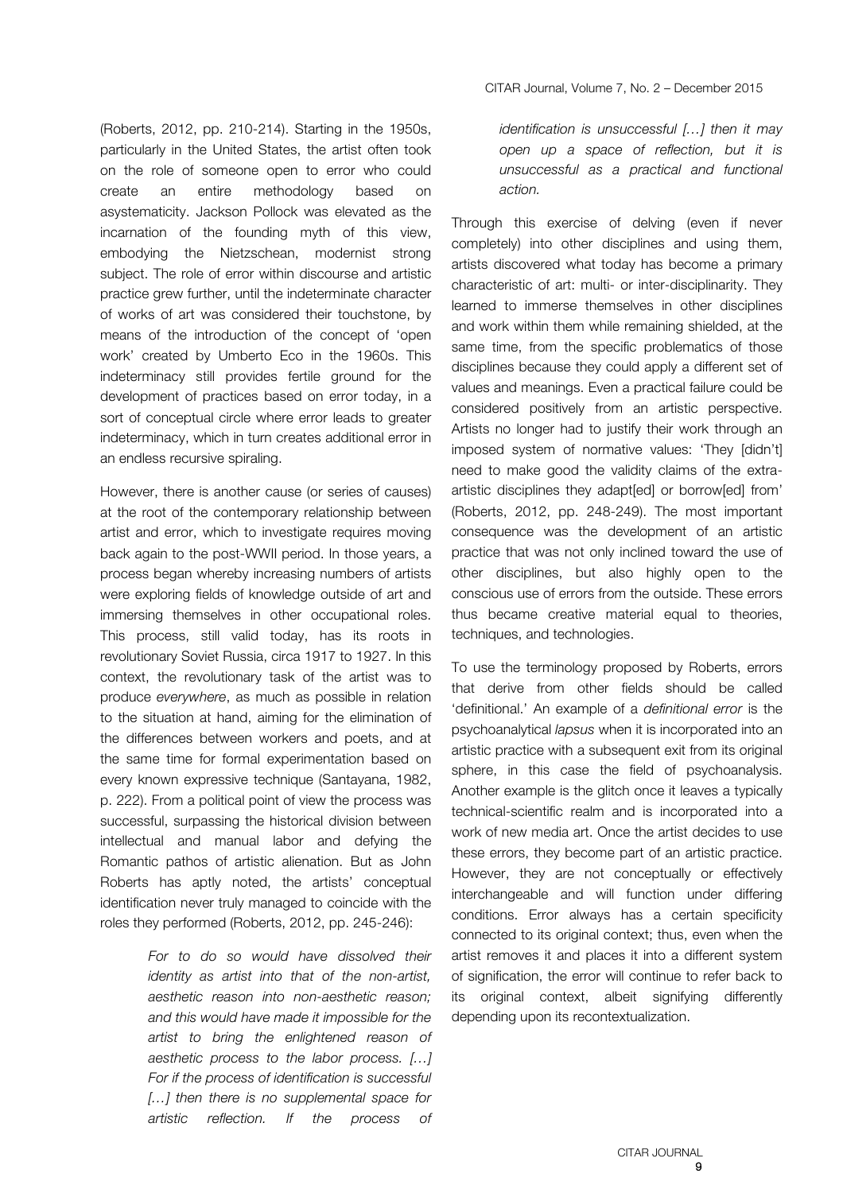(Roberts, 2012, pp. 210-214). Starting in the 1950s, particularly in the United States, the artist often took on the role of someone open to error who could create an entire methodology based on asystematicity. Jackson Pollock was elevated as the incarnation of the founding myth of this view, embodying the Nietzschean, modernist strong subject. The role of error within discourse and artistic practice grew further, until the indeterminate character of works of art was considered their touchstone, by means of the introduction of the concept of 'open work' created by Umberto Eco in the 1960s. This indeterminacy still provides fertile ground for the development of practices based on error today, in a sort of conceptual circle where error leads to greater indeterminacy, which in turn creates additional error in an endless recursive spiraling.

However, there is another cause (or series of causes) at the root of the contemporary relationship between artist and error, which to investigate requires moving back again to the post-WWII period. In those years, a process began whereby increasing numbers of artists were exploring fields of knowledge outside of art and immersing themselves in other occupational roles. This process, still valid today, has its roots in revolutionary Soviet Russia, circa 1917 to 1927. In this context, the revolutionary task of the artist was to produce *everywhere*, as much as possible in relation to the situation at hand, aiming for the elimination of the differences between workers and poets, and at the same time for formal experimentation based on every known expressive technique (Santayana, 1982, p. 222). From a political point of view the process was successful, surpassing the historical division between intellectual and manual labor and defying the Romantic pathos of artistic alienation. But as John Roberts has aptly noted, the artists' conceptual identification never truly managed to coincide with the roles they performed (Roberts, 2012, pp. 245-246):

> *For to do so would have dissolved their identity as artist into that of the non-artist, aesthetic reason into non-aesthetic reason; and this would have made it impossible for the artist to bring the enlightened reason of aesthetic process to the labor process. […] For if the process of identification is successful […] then there is no supplemental space for artistic reflection. If the process of identification is unsuccessful […] then it may open up a space of reflection, but it is unsuccessful as a practical and functional action.*

Through this exercise of delving (even if never completely) into other disciplines and using them, artists discovered what today has become a primary characteristic of art: multi- or inter-disciplinarity. They learned to immerse themselves in other disciplines and work within them while remaining shielded, at the same time, from the specific problematics of those disciplines because they could apply a different set of values and meanings. Even a practical failure could be considered positively from an artistic perspective. Artists no longer had to justify their work through an imposed system of normative values: 'They [didn't] need to make good the validity claims of the extra-artistic disciplines they adapt[ed] or borrow[ed] from' (Roberts, 2012, pp. 248-249). The most important consequence was the development of an artistic practice that was not only inclined toward the use of other disciplines, but also highly open to the conscious use of errors from the outside. These errors thus became creative material equal to theories, techniques, and technologies.

To use the terminology proposed by Roberts, errors that derive from other fields should be called 'definitional.' An example of a *definitional error* is the psychoanalytical *lapsus* when it is incorporated into an artistic practice with a subsequent exit from its original sphere, in this case the field of psychoanalysis. Another example is the glitch once it leaves a typically technical-scientific realm and is incorporated into a work of new media art. Once the artist decides to use these errors, they become part of an artistic practice. However, they are not conceptually or effectively interchangeable and will function under differing conditions. Error always has a certain specificity connected to its original context; thus, even when the artist removes it and places it into a different system of signification, the error will continue to refer back to its original context, albeit signifying differently depending upon its recontextualization.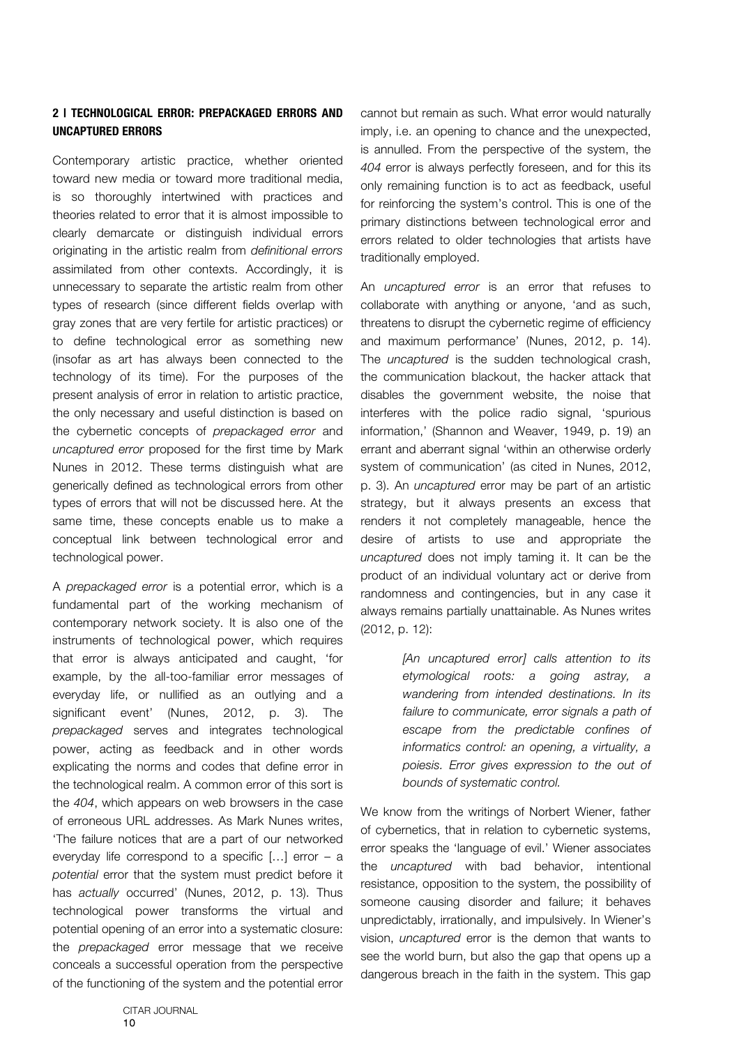## 2 | TECHNOLOGICAL ERROR: PREPACKAGED ERRORS AND UNCAPTURED ERRORS

Contemporary artistic practice, whether oriented toward new media or toward more traditional media, is so thoroughly intertwined with practices and theories related to error that it is almost impossible to clearly demarcate or distinguish individual errors originating in the artistic realm from *definitional errors* assimilated from other contexts. Accordingly, it is unnecessary to separate the artistic realm from other types of research (since different fields overlap with gray zones that are very fertile for artistic practices) or to define technological error as something new (insofar as art has always been connected to the technology of its time). For the purposes of the present analysis of error in relation to artistic practice, the only necessary and useful distinction is based on the cybernetic concepts of *prepackaged error* and *uncaptured error* proposed for the first time by Mark Nunes in 2012. These terms distinguish what are generically defined as technological errors from other types of errors that will not be discussed here. At the same time, these concepts enable us to make a conceptual link between technological error and technological power.

A *prepackaged error* is a potential error, which is a fundamental part of the working mechanism of contemporary network society. It is also one of the instruments of technological power, which requires that error is always anticipated and caught, 'for example, by the all-too-familiar error messages of everyday life, or nullified as an outlying and a significant event' (Nunes, 2012, p. 3). The *prepackaged* serves and integrates technological power, acting as feedback and in other words explicating the norms and codes that define error in the technological realm. A common error of this sort is the *404*, which appears on web browsers in the case of erroneous URL addresses. As Mark Nunes writes, 'The failure notices that are a part of our networked everyday life correspond to a specific […] error – a *potential* error that the system must predict before it has *actually* occurred' (Nunes, 2012, p. 13). Thus technological power transforms the virtual and potential opening of an error into a systematic closure: the *prepackaged* error message that we receive conceals a successful operation from the perspective of the functioning of the system and the potential error cannot but remain as such. What error would naturally imply, i.e. an opening to chance and the unexpected, is annulled. From the perspective of the system, the *404* error is always perfectly foreseen, and for this its only remaining function is to act as feedback, useful for reinforcing the system's control. This is one of the primary distinctions between technological error and errors related to older technologies that artists have traditionally employed.

An *uncaptured error* is an error that refuses to collaborate with anything or anyone, 'and as such, threatens to disrupt the cybernetic regime of efficiency and maximum performance' (Nunes, 2012, p. 14). The *uncaptured* is the sudden technological crash, the communication blackout, the hacker attack that disables the government website, the noise that interferes with the police radio signal, 'spurious information,' (Shannon and Weaver, 1949, p. 19) an errant and aberrant signal 'within an otherwise orderly system of communication' (as cited in Nunes, 2012, p. 3). An *uncaptured* error may be part of an artistic strategy, but it always presents an excess that renders it not completely manageable, hence the desire of artists to use and appropriate the *uncaptured* does not imply taming it. It can be the product of an individual voluntary act or derive from randomness and contingencies, but in any case it always remains partially unattainable. As Nunes writes (2012, p. 12):

> *[An uncaptured error] calls attention to its etymological roots: a going astray, a wandering from intended destinations. In its failure to communicate, error signals a path of escape from the predictable confines of informatics control: an opening, a virtuality, a poiesis. Error gives expression to the out of bounds of systematic control.*

We know from the writings of Norbert Wiener, father of cybernetics, that in relation to cybernetic systems, error speaks the 'language of evil.' Wiener associates the *uncaptured* with bad behavior, intentional resistance, opposition to the system, the possibility of someone causing disorder and failure; it behaves unpredictably, irrationally, and impulsively. In Wiener's vision, *uncaptured* error is the demon that wants to see the world burn, but also the gap that opens up a dangerous breach in the faith in the system. This gap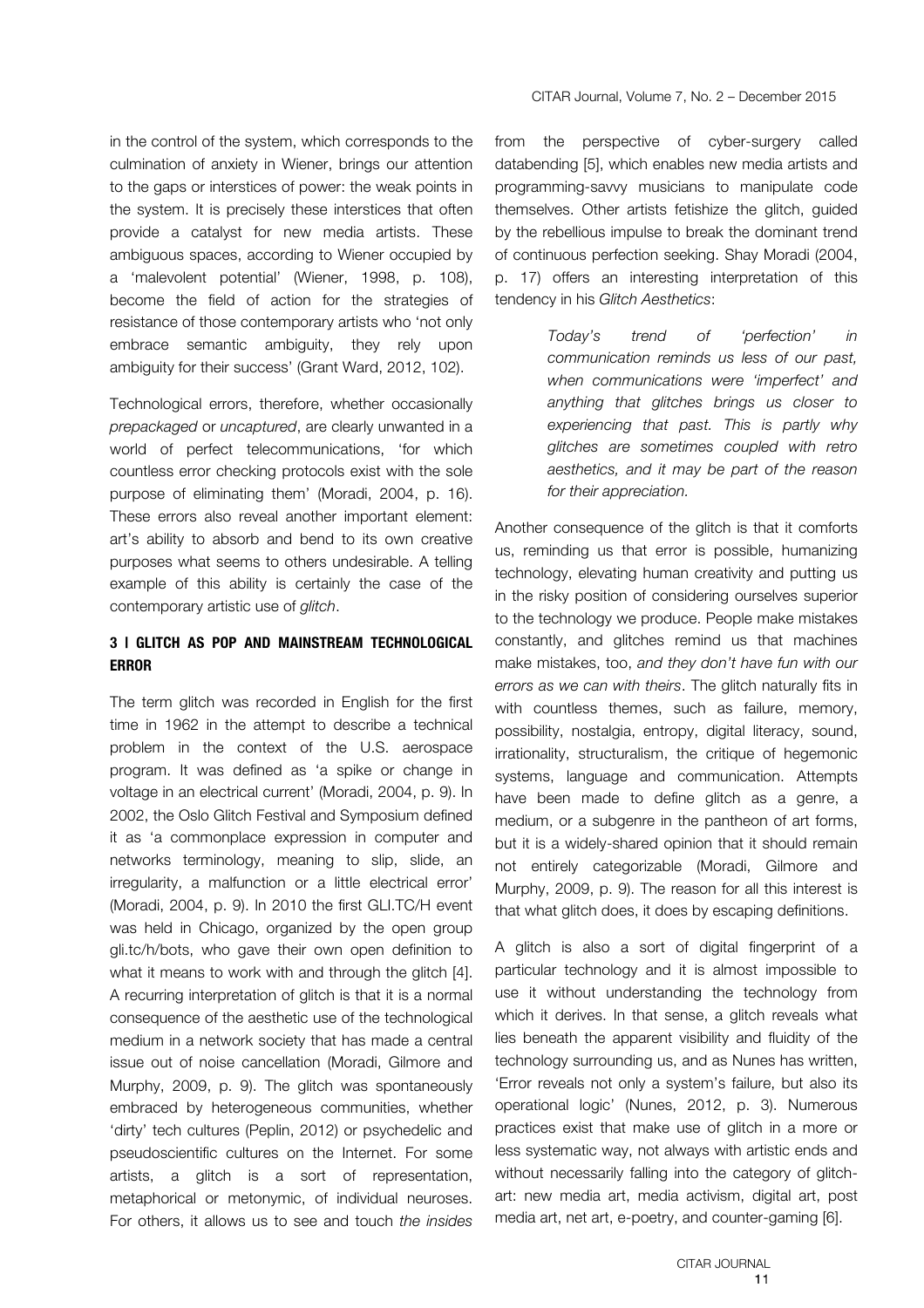in the control of the system, which corresponds to the culmination of anxiety in Wiener, brings our attention to the gaps or interstices of power: the weak points in the system. It is precisely these interstices that often provide a catalyst for new media artists. These ambiguous spaces, according to Wiener occupied by a 'malevolent potential' (Wiener, 1998, p. 108), become the field of action for the strategies of resistance of those contemporary artists who 'not only embrace semantic ambiguity, they rely upon ambiguity for their success' (Grant Ward, 2012, 102).

Technological errors, therefore, whether occasionally *prepackaged* or *uncaptured*, are clearly unwanted in a world of perfect telecommunications, 'for which countless error checking protocols exist with the sole purpose of eliminating them' (Moradi, 2004, p. 16). These errors also reveal another important element: art's ability to absorb and bend to its own creative purposes what seems to others undesirable. A telling example of this ability is certainly the case of the contemporary artistic use of *glitch*.

## 3 | GLITCH AS POP AND MAINSTREAM TECHNOLOGICAL ERROR

The term glitch was recorded in English for the first time in 1962 in the attempt to describe a technical problem in the context of the U.S. aerospace program. It was defined as 'a spike or change in voltage in an electrical current' (Moradi, 2004, p. 9). In 2002, the Oslo Glitch Festival and Symposium defined it as 'a commonplace expression in computer and networks terminology, meaning to slip, slide, an irregularity, a malfunction or a little electrical error' (Moradi, 2004, p. 9). In 2010 the first GLI.TC/H event was held in Chicago, organized by the open group gli.tc/h/bots, who gave their own open definition to what it means to work with and through the glitch [4]. A recurring interpretation of glitch is that it is a normal consequence of the aesthetic use of the technological medium in a network society that has made a central issue out of noise cancellation (Moradi, Gilmore and Murphy, 2009, p. 9). The glitch was spontaneously embraced by heterogeneous communities, whether 'dirty' tech cultures (Peplin, 2012) or psychedelic and pseudoscientific cultures on the Internet. For some artists, a glitch is a sort of representation, metaphorical or metonymic, of individual neuroses. For others, it allows us to see and touch *the insides* from the perspective of cyber-surgery called databending [5], which enables new media artists and programming-savvy musicians to manipulate code themselves. Other artists fetishize the glitch, guided by the rebellious impulse to break the dominant trend of continuous perfection seeking. Shay Moradi (2004, p. 17) offers an interesting interpretation of this tendency in his *Glitch Aesthetics*:

> *Today's trend of 'perfection' in communication reminds us less of our past, when communications were 'imperfect' and anything that glitches brings us closer to experiencing that past. This is partly why glitches are sometimes coupled with retro aesthetics, and it may be part of the reason for their appreciation.*

Another consequence of the glitch is that it comforts us, reminding us that error is possible, humanizing technology, elevating human creativity and putting us in the risky position of considering ourselves superior to the technology we produce. People make mistakes constantly, and glitches remind us that machines make mistakes, too, *and they don't have fun with our errors as we can with theirs*. The glitch naturally fits in with countless themes, such as failure, memory, possibility, nostalgia, entropy, digital literacy, sound, irrationality, structuralism, the critique of hegemonic systems, language and communication. Attempts have been made to define glitch as a genre, a medium, or a subgenre in the pantheon of art forms, but it is a widely-shared opinion that it should remain not entirely categorizable (Moradi, Gilmore and Murphy, 2009, p. 9). The reason for all this interest is that what glitch does, it does by escaping definitions.

A glitch is also a sort of digital fingerprint of a particular technology and it is almost impossible to use it without understanding the technology from which it derives. In that sense, a glitch reveals what lies beneath the apparent visibility and fluidity of the technology surrounding us, and as Nunes has written, 'Error reveals not only a system's failure, but also its operational logic' (Nunes, 2012, p. 3). Numerous practices exist that make use of glitch in a more or less systematic way, not always with artistic ends and without necessarily falling into the category of glitch-art: new media art, media activism, digital art, post media art, net art, e-poetry, and counter-gaming [6].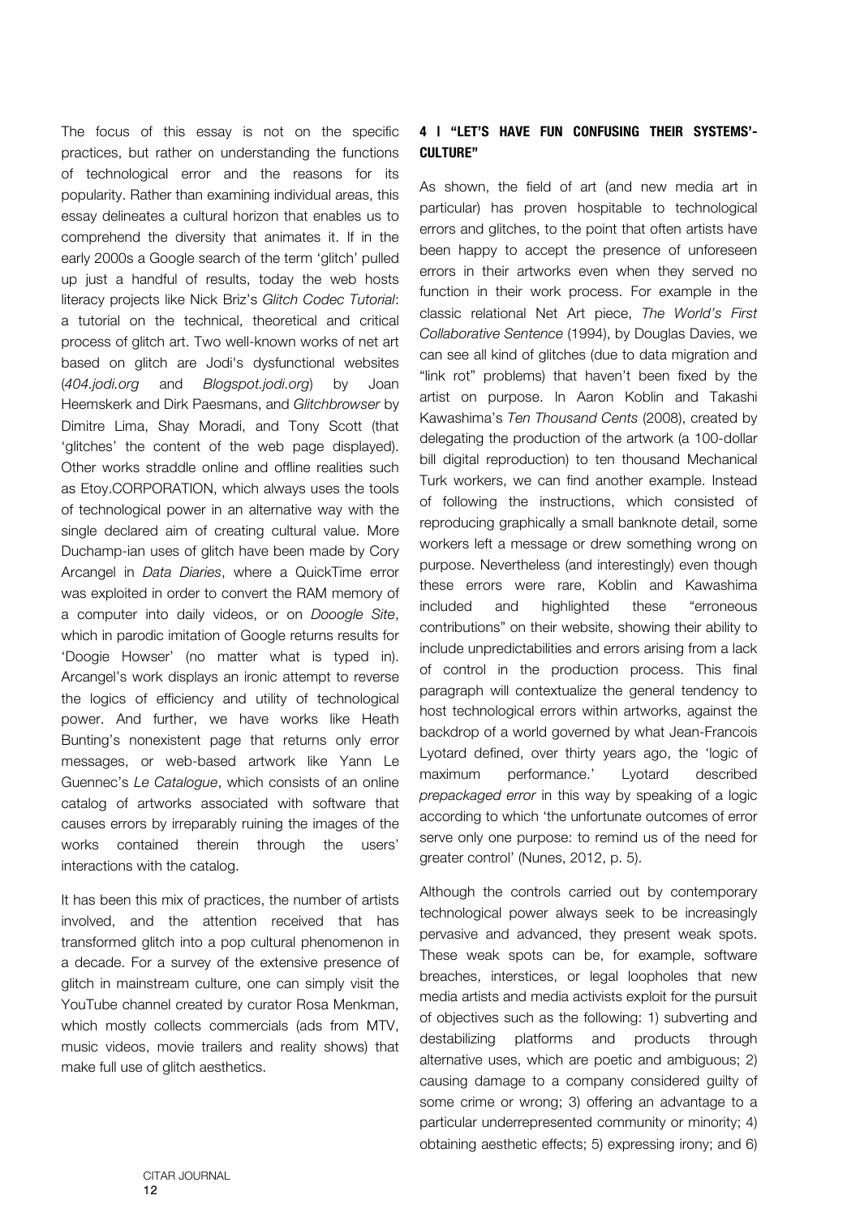The focus of this essay is not on the specific practices, but rather on understanding the functions of technological error and the reasons for its popularity. Rather than examining individual areas, this essay delineates a cultural horizon that enables us to comprehend the diversity that animates it. If in the early 2000s a Google search of the term 'glitch' pulled up just a handful of results, today the web hosts literacy projects like Nick Briz's *Glitch Codec Tutorial*: a tutorial on the technical, theoretical and critical process of glitch art. Two well-known works of net art based on glitch are Jodi's dysfunctional websites (*404.jodi.org* and *Blogspot.jodi.org*) by Joan Heemskerk and Dirk Paesmans, and *Glitchbrowser* by Dimitre Lima, Shay Moradi, and Tony Scott (that 'glitches' the content of the web page displayed). Other works straddle online and offline realities such as Etoy.CORPORATION, which always uses the tools of technological power in an alternative way with the single declared aim of creating cultural value. More Duchamp-ian uses of glitch have been made by Cory Arcangel in *Data Diaries*, where a QuickTime error was exploited in order to convert the RAM memory of a computer into daily videos, or on *Dooogle Site*, which in parodic imitation of Google returns results for 'Doogie Howser' (no matter what is typed in). Arcangel's work displays an ironic attempt to reverse the logics of efficiency and utility of technological power. And further, we have works like Heath Bunting's nonexistent page that returns only error messages, or web-based artwork like Yann Le Guennec's *Le Catalogue*, which consists of an online catalog of artworks associated with software that causes errors by irreparably ruining the images of the works contained therein through the users' interactions with the catalog.

It has been this mix of practices, the number of artists involved, and the attention received that has transformed glitch into a pop cultural phenomenon in a decade. For a survey of the extensive presence of glitch in mainstream culture, one can simply visit the YouTube channel created by curator Rosa Menkman, which mostly collects commercials (ads from MTV, music videos, movie trailers and reality shows) that make full use of glitch aesthetics.

## 4 | "LET'S HAVE FUN CONFUSING THEIR SYSTEMS'-CULTURE"

As shown, the field of art (and new media art in particular) has proven hospitable to technological errors and glitches, to the point that often artists have been happy to accept the presence of unforeseen errors in their artworks even when they served no function in their work process. For example in the classic relational Net Art piece, *The World's First Collaborative Sentence* (1994), by Douglas Davies, we can see all kind of glitches (due to data migration and "link rot" problems) that haven't been fixed by the artist on purpose. In Aaron Koblin and Takashi Kawashima's *Ten Thousand Cents* (2008), created by delegating the production of the artwork (a 100-dollar bill digital reproduction) to ten thousand Mechanical Turk workers, we can find another example. Instead of following the instructions, which consisted of reproducing graphically a small banknote detail, some workers left a message or drew something wrong on purpose. Nevertheless (and interestingly) even though these errors were rare, Koblin and Kawashima included and highlighted these "erroneous contributions" on their website, showing their ability to include unpredictabilities and errors arising from a lack of control in the production process. This final paragraph will contextualize the general tendency to host technological errors within artworks, against the backdrop of a world governed by what Jean-Francois Lyotard defined, over thirty years ago, the 'logic of maximum performance.' Lyotard described *prepackaged error* in this way by speaking of a logic according to which 'the unfortunate outcomes of error serve only one purpose: to remind us of the need for greater control' (Nunes, 2012, p. 5).

Although the controls carried out by contemporary technological power always seek to be increasingly pervasive and advanced, they present weak spots. These weak spots can be, for example, software breaches, interstices, or legal loopholes that new media artists and media activists exploit for the pursuit of objectives such as the following: 1) subverting and destabilizing platforms and products through alternative uses, which are poetic and ambiguous; 2) causing damage to a company considered guilty of some crime or wrong; 3) offering an advantage to a particular underrepresented community or minority; 4) obtaining aesthetic effects; 5) expressing irony; and 6)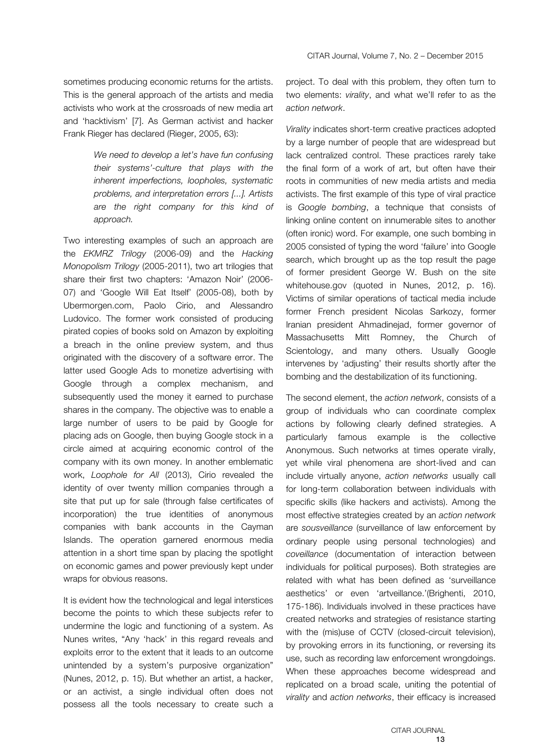sometimes producing economic returns for the artists. This is the general approach of the artists and media activists who work at the crossroads of new media art and 'hacktivism' [7]. As German activist and hacker Frank Rieger has declared (Rieger, 2005, 63):

> *We need to develop a let's have fun confusing their systems'-culture that plays with the inherent imperfections, loopholes, systematic problems, and interpretation errors [...]. Artists are the right company for this kind of approach.*

Two interesting examples of such an approach are the *EKMRZ Trilogy* (2006-09) and the *Hacking Monopolism Trilogy* (2005-2011), two art trilogies that share their first two chapters: 'Amazon Noir' (2006-07) and 'Google Will Eat Itself' (2005-08), both by Ubermorgen.com, Paolo Cirio, and Alessandro Ludovico. The former work consisted of producing pirated copies of books sold on Amazon by exploiting a breach in the online preview system, and thus originated with the discovery of a software error. The latter used Google Ads to monetize advertising with Google through a complex mechanism, and subsequently used the money it earned to purchase shares in the company. The objective was to enable a large number of users to be paid by Google for placing ads on Google, then buying Google stock in a circle aimed at acquiring economic control of the company with its own money. In another emblematic work, *Loophole for All* (2013), Cirio revealed the identity of over twenty million companies through a site that put up for sale (through false certificates of incorporation) the true identities of anonymous companies with bank accounts in the Cayman Islands. The operation garnered enormous media attention in a short time span by placing the spotlight on economic games and power previously kept under wraps for obvious reasons.

It is evident how the technological and legal interstices become the points to which these subjects refer to undermine the logic and functioning of a system. As Nunes writes, "Any 'hack' in this regard reveals and exploits error to the extent that it leads to an outcome unintended by a system's purposive organization" (Nunes, 2012, p. 15). But whether an artist, a hacker, or an activist, a single individual often does not possess all the tools necessary to create such a project. To deal with this problem, they often turn to two elements: *virality*, and what we'll refer to as the *action network*.

*Virality* indicates short-term creative practices adopted by a large number of people that are widespread but lack centralized control. These practices rarely take the final form of a work of art, but often have their roots in communities of new media artists and media activists. The first example of this type of viral practice is *Google bombing*, a technique that consists of linking online content on innumerable sites to another (often ironic) word. For example, one such bombing in 2005 consisted of typing the word 'failure' into Google search, which brought up as the top result the page of former president George W. Bush on the site whitehouse.gov (quoted in Nunes, 2012, p. 16). Victims of similar operations of tactical media include former French president Nicolas Sarkozy, former Iranian president Ahmadinejad, former governor of Massachusetts Mitt Romney, the Church of Scientology, and many others. Usually Google intervenes by 'adjusting' their results shortly after the bombing and the destabilization of its functioning.

The second element, the *action network*, consists of a group of individuals who can coordinate complex actions by following clearly defined strategies. A particularly famous example is the collective Anonymous. Such networks at times operate virally, yet while viral phenomena are short-lived and can include virtually anyone, *action networks* usually call for long-term collaboration between individuals with specific skills (like hackers and activists). Among the most effective strategies created by an *action network* are *sousveillance* (surveillance of law enforcement by ordinary people using personal technologies) and *coveillance* (documentation of interaction between individuals for political purposes). Both strategies are related with what has been defined as 'surveillance aesthetics' or even 'artveillance.'(Brighenti, 2010, 175-186). Individuals involved in these practices have created networks and strategies of resistance starting with the (mis)use of CCTV (closed-circuit television), by provoking errors in its functioning, or reversing its use, such as recording law enforcement wrongdoings. When these approaches become widespread and replicated on a broad scale, uniting the potential of *virality* and *action networks*, their efficacy is increased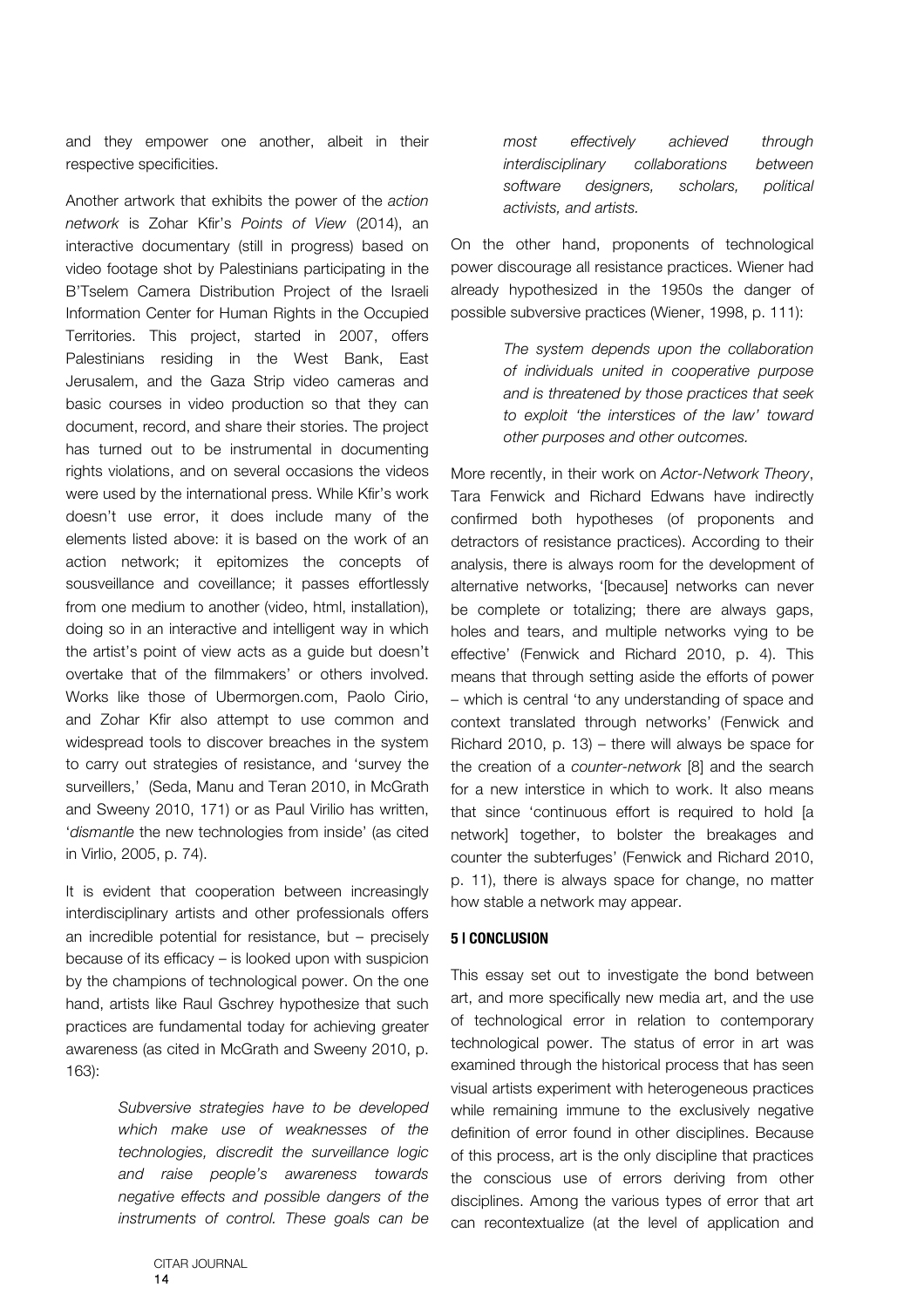and they empower one another, albeit in their respective specificities.

Another artwork that exhibits the power of the *action network* is Zohar Kfir's *Points of View* (2014), an interactive documentary (still in progress) based on video footage shot by Palestinians participating in the B'Tselem Camera Distribution Project of the Israeli Information Center for Human Rights in the Occupied Territories. This project, started in 2007, offers Palestinians residing in the West Bank, East Jerusalem, and the Gaza Strip video cameras and basic courses in video production so that they can document, record, and share their stories. The project has turned out to be instrumental in documenting rights violations, and on several occasions the videos were used by the international press. While Kfir's work doesn't use error, it does include many of the elements listed above: it is based on the work of an action network; it epitomizes the concepts of sousveillance and coveillance; it passes effortlessly from one medium to another (video, html, installation), doing so in an interactive and intelligent way in which the artist's point of view acts as a guide but doesn't overtake that of the filmmakers' or others involved. Works like those of Ubermorgen.com, Paolo Cirio, and Zohar Kfir also attempt to use common and widespread tools to discover breaches in the system to carry out strategies of resistance, and 'survey the surveillers,' (Seda, Manu and Teran 2010, in McGrath and Sweeny 2010, 171) or as Paul Virilio has written, '*dismantle* the new technologies from inside' (as cited in Virlio, 2005, p. 74).

It is evident that cooperation between increasingly interdisciplinary artists and other professionals offers an incredible potential for resistance, but – precisely because of its efficacy – is looked upon with suspicion by the champions of technological power. On the one hand, artists like Raul Gschrey hypothesize that such practices are fundamental today for achieving greater awareness (as cited in McGrath and Sweeny 2010, p. 163):

> *Subversive strategies have to be developed which make use of weaknesses of the technologies, discredit the surveillance logic and raise people's awareness towards negative effects and possible dangers of the instruments of control. These goals can be most effectively achieved through interdisciplinary collaborations between software designers, scholars, political activists, and artists.*

On the other hand, proponents of technological power discourage all resistance practices. Wiener had already hypothesized in the 1950s the danger of possible subversive practices (Wiener, 1998, p. 111):

> *The system depends upon the collaboration of individuals united in cooperative purpose and is threatened by those practices that seek to exploit 'the interstices of the law' toward other purposes and other outcomes.*

More recently, in their work on *Actor-Network Theory*, Tara Fenwick and Richard Edwans have indirectly confirmed both hypotheses (of proponents and detractors of resistance practices). According to their analysis, there is always room for the development of alternative networks, '[because] networks can never be complete or totalizing; there are always gaps, holes and tears, and multiple networks vying to be effective' (Fenwick and Richard 2010, p. 4). This means that through setting aside the efforts of power – which is central 'to any understanding of space and context translated through networks' (Fenwick and Richard 2010, p. 13) – there will always be space for the creation of a *counter-network* [8] and the search for a new interstice in which to work. It also means that since 'continuous effort is required to hold [a network] together, to bolster the breakages and counter the subterfuges' (Fenwick and Richard 2010, p. 11), there is always space for change, no matter how stable a network may appear.

## 5 | CONCLUSION

This essay set out to investigate the bond between art, and more specifically new media art, and the use of technological error in relation to contemporary technological power. The status of error in art was examined through the historical process that has seen visual artists experiment with heterogeneous practices while remaining immune to the exclusively negative definition of error found in other disciplines. Because of this process, art is the only discipline that practices the conscious use of errors deriving from other disciplines. Among the various types of error that art can recontextualize (at the level of application and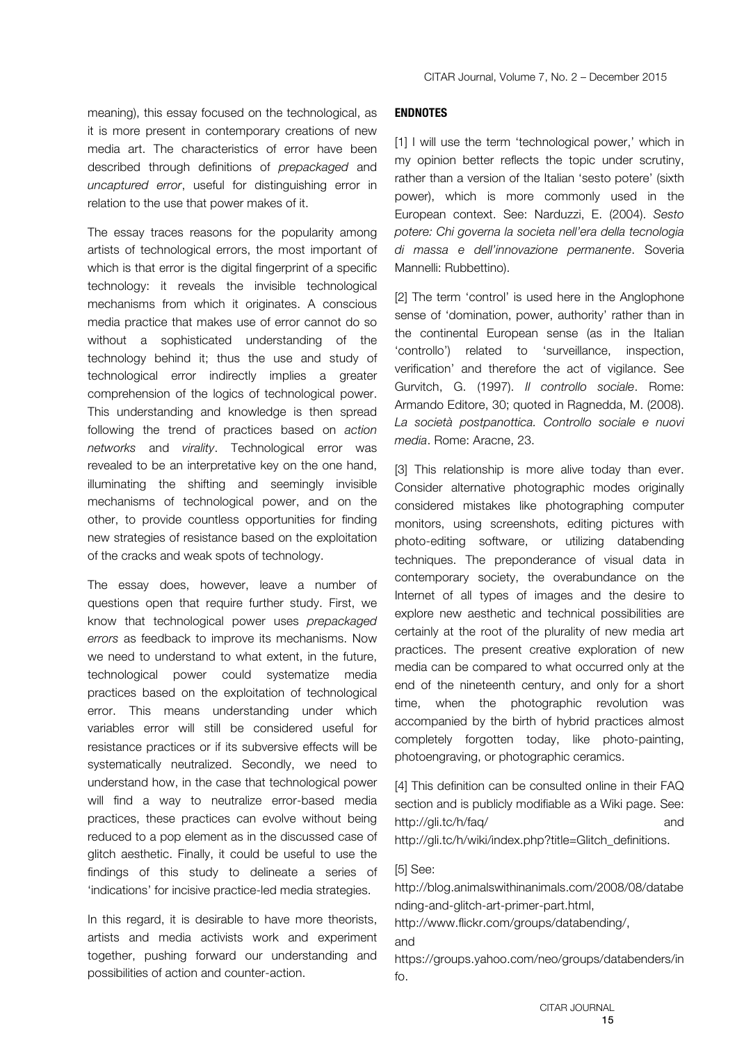meaning), this essay focused on the technological, as it is more present in contemporary creations of new media art. The characteristics of error have been described through definitions of *prepackaged* and *uncaptured error*, useful for distinguishing error in relation to the use that power makes of it.

The essay traces reasons for the popularity among artists of technological errors, the most important of which is that error is the digital fingerprint of a specific technology: it reveals the invisible technological mechanisms from which it originates. A conscious media practice that makes use of error cannot do so without a sophisticated understanding of the technology behind it; thus the use and study of technological error indirectly implies a greater comprehension of the logics of technological power. This understanding and knowledge is then spread following the trend of practices based on *action networks* and *virality*. Technological error was revealed to be an interpretative key on the one hand, illuminating the shifting and seemingly invisible mechanisms of technological power, and on the other, to provide countless opportunities for finding new strategies of resistance based on the exploitation of the cracks and weak spots of technology.

The essay does, however, leave a number of questions open that require further study. First, we know that technological power uses *prepackaged errors* as feedback to improve its mechanisms. Now we need to understand to what extent, in the future, technological power could systematize media practices based on the exploitation of technological error. This means understanding under which variables error will still be considered useful for resistance practices or if its subversive effects will be systematically neutralized. Secondly, we need to understand how, in the case that technological power will find a way to neutralize error-based media practices, these practices can evolve without being reduced to a pop element as in the discussed case of glitch aesthetic. Finally, it could be useful to use the findings of this study to delineate a series of 'indications' for incisive practice-led media strategies.

In this regard, it is desirable to have more theorists, artists and media activists work and experiment together, pushing forward our understanding and possibilities of action and counter-action.

## ENDNOTES

[1] I will use the term 'technological power,' which in my opinion better reflects the topic under scrutiny, rather than a version of the Italian 'sesto potere' (sixth power), which is more commonly used in the European context. See: Narduzzi, E. (2004). *Sesto potere: Chi governa la societa nell'era della tecnologia di massa e dell'innovazione permanente*. Soveria Mannelli: Rubbettino).

[2] The term 'control' is used here in the Anglophone sense of 'domination, power, authority' rather than in the continental European sense (as in the Italian 'controllo') related to 'surveillance, inspection, verification' and therefore the act of vigilance. See Gurvitch, G. (1997). *Il controllo sociale*. Rome: Armando Editore, 30; quoted in Ragnedda, M. (2008). *La società postpanottica. Controllo sociale e nuovi media*. Rome: Aracne, 23.

[3] This relationship is more alive today than ever. Consider alternative photographic modes originally considered mistakes like photographing computer monitors, using screenshots, editing pictures with photo-editing software, or utilizing databending techniques. The preponderance of visual data in contemporary society, the overabundance on the Internet of all types of images and the desire to explore new aesthetic and technical possibilities are certainly at the root of the plurality of new media art practices. The present creative exploration of new media can be compared to what occurred only at the end of the nineteenth century, and only for a short time, when the photographic revolution was accompanied by the birth of hybrid practices almost completely forgotten today, like photo-painting, photoengraving, or photographic ceramics.

[4] This definition can be consulted online in their FAQ section and is publicly modifiable as a Wiki page. See: http://gli.tc/h/faq/ and http://gli.tc/h/wiki/index.php?title=Glitch_definitions.

[5] See: http://blog.animalswithinanimals.com/2008/08/databending-and-glitch-art-primer-part.html, http://www.flickr.com/groups/databending/, and https://groups.yahoo.com/neo/groups/databenders/info.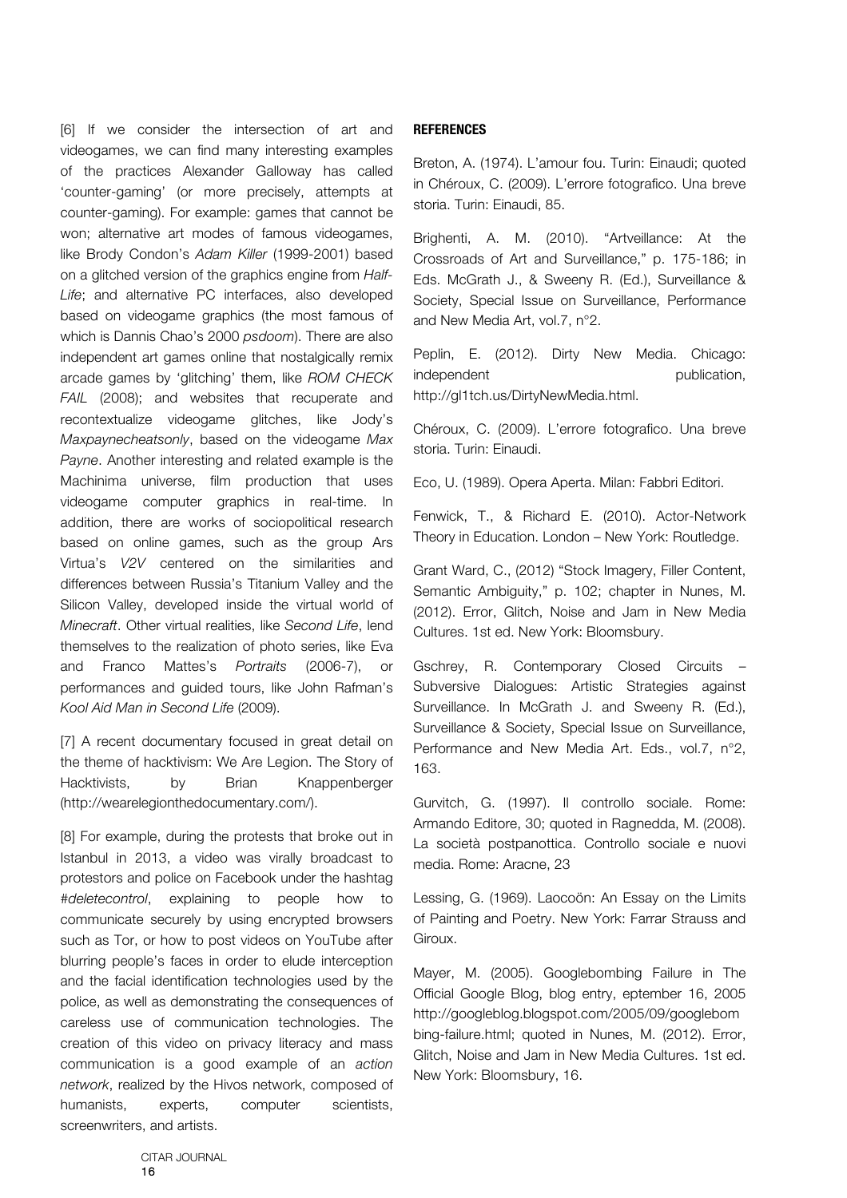[6] If we consider the intersection of art and videogames, we can find many interesting examples of the practices Alexander Galloway has called 'counter-gaming' (or more precisely, attempts at counter-gaming). For example: games that cannot be won; alternative art modes of famous videogames, like Brody Condon's *Adam Killer* (1999-2001) based on a glitched version of the graphics engine from *Half-Life*; and alternative PC interfaces, also developed based on videogame graphics (the most famous of which is Dannis Chao's 2000 *psdoom*). There are also independent art games online that nostalgically remix arcade games by 'glitching' them, like *ROM CHECK FAIL* (2008); and websites that recuperate and recontextualize videogame glitches, like Jody's *Maxpaynecheatsonly*, based on the videogame *Max Payne*. Another interesting and related example is the Machinima universe, film production that uses videogame computer graphics in real-time. In addition, there are works of sociopolitical research based on online games, such as the group Ars Virtua's *V2V* centered on the similarities and differences between Russia's Titanium Valley and the Silicon Valley, developed inside the virtual world of *Minecraft*. Other virtual realities, like *Second Life*, lend themselves to the realization of photo series, like Eva and Franco Mattes's *Portraits* (2006-7), or performances and guided tours, like John Rafman's *Kool Aid Man in Second Life* (2009).

[7] A recent documentary focused in great detail on the theme of hacktivism: We Are Legion. The Story of Hacktivists, by Brian Knappenberger (http://wearelegionthedocumentary.com/).

[8] For example, during the protests that broke out in Istanbul in 2013, a video was virally broadcast to protestors and police on Facebook under the hashtag *#deletecontrol*, explaining to people how to communicate securely by using encrypted browsers such as Tor, or how to post videos on YouTube after blurring people's faces in order to elude interception and the facial identification technologies used by the police, as well as demonstrating the consequences of careless use of communication technologies. The creation of this video on privacy literacy and mass communication is a good example of an *action network*, realized by the Hivos network, composed of humanists, experts, computer scientists, screenwriters, and artists.

## REFERENCES

Breton, A. (1974). L'amour fou. Turin: Einaudi; quoted in Chéroux, C. (2009). L'errore fotografico. Una breve storia. Turin: Einaudi, 85.

Brighenti, A. M. (2010). "Artveillance: At the Crossroads of Art and Surveillance," p. 175-186; in Eds. McGrath J., & Sweeny R. (Ed.), Surveillance & Society, Special Issue on Surveillance, Performance and New Media Art, vol.7, n°2.

Peplin, E. (2012). Dirty New Media. Chicago: independent publication, http://gl1tch.us/DirtyNewMedia.html.

Chéroux, C. (2009). L'errore fotografico. Una breve storia. Turin: Einaudi.

Eco, U. (1989). Opera Aperta. Milan: Fabbri Editori.

Fenwick, T., & Richard E. (2010). Actor-Network Theory in Education. London – New York: Routledge.

Grant Ward, C., (2012) "Stock Imagery, Filler Content, Semantic Ambiguity," p. 102; chapter in Nunes, M. (2012). Error, Glitch, Noise and Jam in New Media Cultures. 1st ed. New York: Bloomsbury.

Gschrey, R. Contemporary Closed Circuits – Subversive Dialogues: Artistic Strategies against Surveillance. In McGrath J. and Sweeny R. (Ed.), Surveillance & Society, Special Issue on Surveillance, Performance and New Media Art. Eds., vol.7, n°2, 163.

Gurvitch, G. (1997). Il controllo sociale. Rome: Armando Editore, 30; quoted in Ragnedda, M. (2008). La società postpanottica. Controllo sociale e nuovi media. Rome: Aracne, 23

Lessing, G. (1969). Laocoön: An Essay on the Limits of Painting and Poetry. New York: Farrar Strauss and Giroux.

Mayer, M. (2005). Googlebombing Failure in The Official Google Blog, blog entry, eptember 16, 2005 http://googleblog.blogspot.com/2005/09/googlebombing-failure.html; quoted in Nunes, M. (2012). Error, Glitch, Noise and Jam in New Media Cultures. 1st ed. New York: Bloomsbury, 16.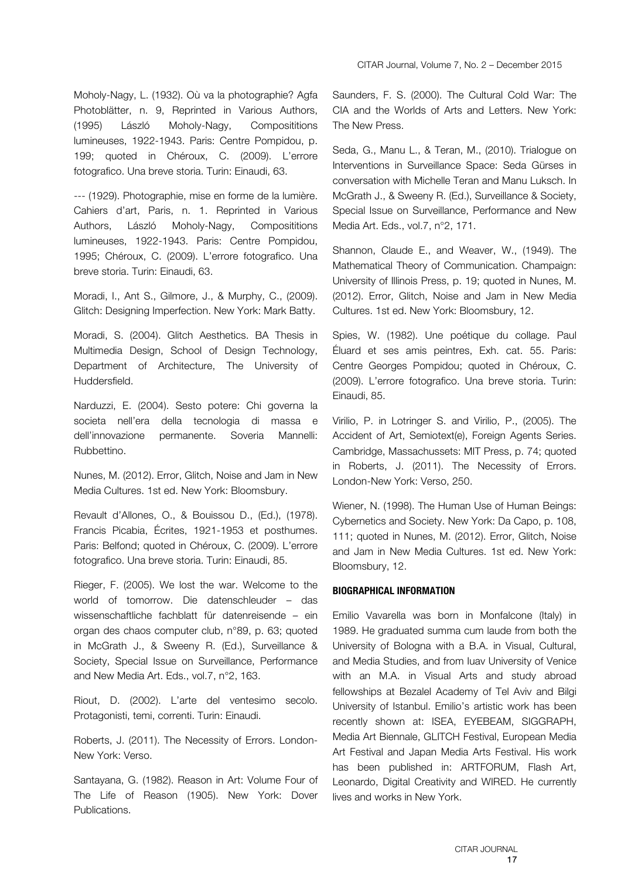Moholy-Nagy, L. (1932). Où va la photographie? Agfa Photoblätter, n. 9, Reprinted in Various Authors, (1995) László Moholy-Nagy, Compositions lumineuses, 1922-1943. Paris: Centre Pompidou, p. 199; quoted in Chéroux, C. (2009). L'errore fotografico. Una breve storia. Turin: Einaudi, 63.

--- (1929). Photographie, mise en forme de la lumière. Cahiers d'art, Paris, n. 1. Reprinted in Various Authors, László Moholy-Nagy, Compositions lumineuses, 1922-1943. Paris: Centre Pompidou, 1995; Chéroux, C. (2009). L'errore fotografico. Una breve storia. Turin: Einaudi, 63.

Moradi, I., Ant S., Gilmore, J., & Murphy, C., (2009). Glitch: Designing Imperfection. New York: Mark Batty.

Moradi, S. (2004). Glitch Aesthetics. BA Thesis in Multimedia Design, School of Design Technology, Department of Architecture, The University of Huddersfield.

Narduzzi, E. (2004). Sesto potere: Chi governa la societa nell'era della tecnologia di massa e dell'innovazione permanente. Soveria Mannelli: Rubbettino.

Nunes, M. (2012). Error, Glitch, Noise and Jam in New Media Cultures. 1st ed. New York: Bloomsbury.

Revault d'Allones, O., & Bouissou D., (Ed.), (1978). Francis Picabia, Écrites, 1921-1953 et posthumes. Paris: Belfond; quoted in Chéroux, C. (2009). L'errore fotografico. Una breve storia. Turin: Einaudi, 85.

Rieger, F. (2005). We lost the war. Welcome to the world of tomorrow. Die datenschleuder – das wissenschaftliche fachblatt für datenreisende – ein organ des chaos computer club, n°89, p. 63; quoted in McGrath J., & Sweeny R. (Ed.), Surveillance & Society, Special Issue on Surveillance, Performance and New Media Art. Eds., vol.7, n°2, 163.

Riout, D. (2002). L'arte del ventesimo secolo. Protagonisti, temi, correnti. Turin: Einaudi.

Roberts, J. (2011). The Necessity of Errors. London-New York: Verso.

Santayana, G. (1982). Reason in Art: Volume Four of The Life of Reason (1905). New York: Dover Publications.

Saunders, F. S. (2000). The Cultural Cold War: The CIA and the Worlds of Arts and Letters. New York: The New Press.

Seda, G., Manu L., & Teran, M., (2010). Trialogue on Interventions in Surveillance Space: Seda Gürses in conversation with Michelle Teran and Manu Luksch. In McGrath J., & Sweeny R. (Ed.), Surveillance & Society, Special Issue on Surveillance, Performance and New Media Art. Eds., vol.7, n°2, 171.

Shannon, Claude E., and Weaver, W., (1949). The Mathematical Theory of Communication. Champaign: University of Illinois Press, p. 19; quoted in Nunes, M. (2012). Error, Glitch, Noise and Jam in New Media Cultures. 1st ed. New York: Bloomsbury, 12.

Spies, W. (1982). Une poétique du collage. Paul Éluard et ses amis peintres, Exh. cat. 55. Paris: Centre Georges Pompidou; quoted in Chéroux, C. (2009). L'errore fotografico. Una breve storia. Turin: Einaudi, 85.

Virilio, P. in Lotringer S. and Virilio, P., (2005). The Accident of Art, Semiotext(e), Foreign Agents Series. Cambridge, Massachussets: MIT Press, p. 74; quoted in Roberts, J. (2011). The Necessity of Errors. London-New York: Verso, 250.

Wiener, N. (1998). The Human Use of Human Beings: Cybernetics and Society. New York: Da Capo, p. 108, 111; quoted in Nunes, M. (2012). Error, Glitch, Noise and Jam in New Media Cultures. 1st ed. New York: Bloomsbury, 12.

## BIOGRAPHICAL INFORMATION

Emilio Vavarella was born in Monfalcone (Italy) in 1989. He graduated summa cum laude from both the University of Bologna with a B.A. in Visual, Cultural, and Media Studies, and from Iuav University of Venice with an M.A. in Visual Arts and study abroad fellowships at Bezalel Academy of Tel Aviv and Bilgi University of Istanbul. Emilio's artistic work has been recently shown at: ISEA, EYEBEAM, SIGGRAPH, Media Art Biennale, GLITCH Festival, European Media Art Festival and Japan Media Arts Festival. His work has been published in: ARTFORUM, Flash Art, Leonardo, Digital Creativity and WIRED. He currently lives and works in New York.